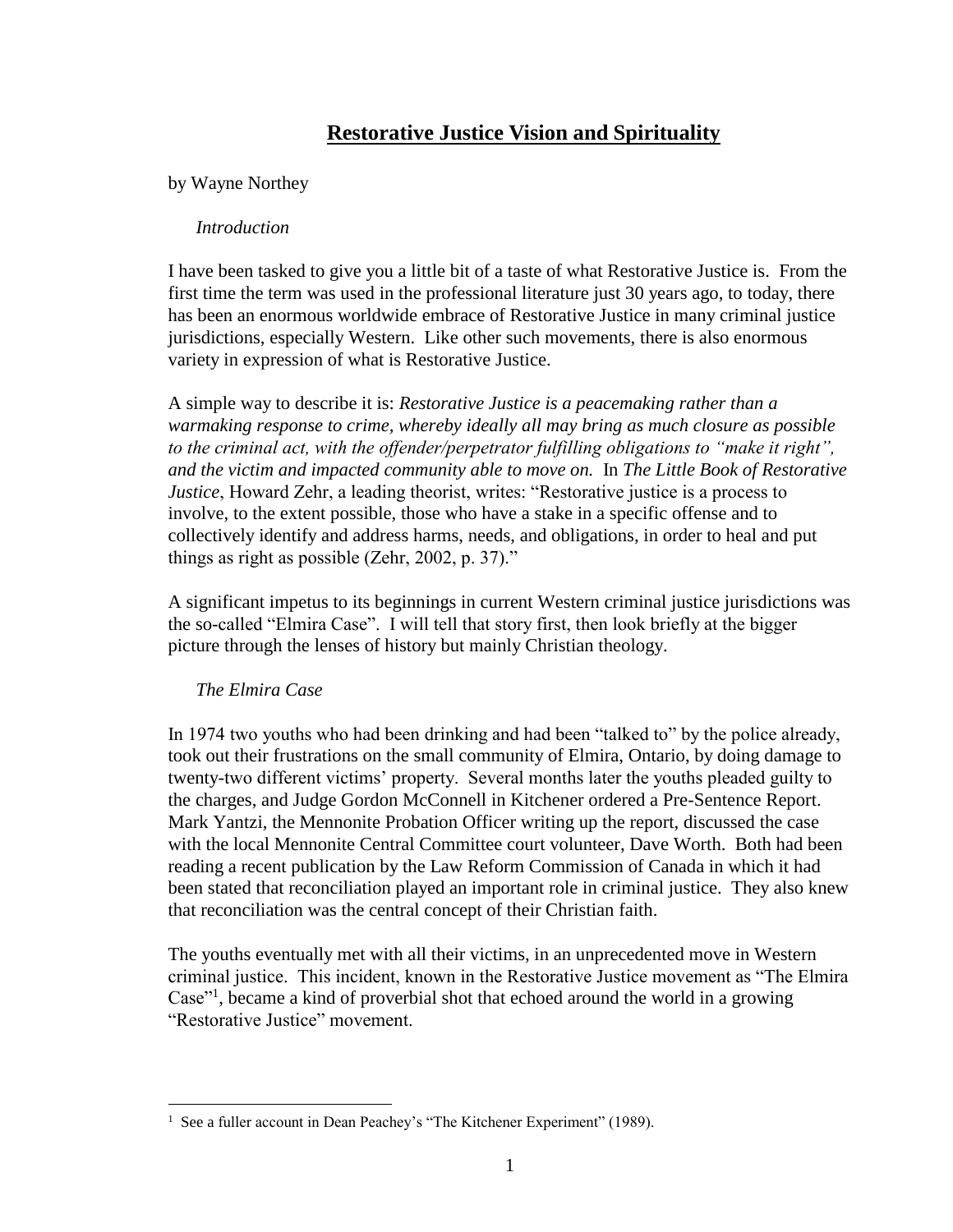# Restorative Justice Vision and Spirituality

by Wayne Northey

*Introduction*

I have been tasked to give you a little bit of a taste of what Restorative Justice is. From the first time the term was used in the professional literature just 30 years ago, to today, there has been an enormous worldwide embrace of Restorative Justice in many criminal justice jurisdictions, especially Western. Like other such movements, there is also enormous variety in expression of what is Restorative Justice.

A simple way to describe it is: *Restorative Justice is a peacemaking rather than a warmaking response to crime, whereby ideally all may bring as much closure as possible to the criminal act, with the offender/perpetrator fulfilling obligations to "make it right", and the victim and impacted community able to move on.* In *The Little Book of Restorative Justice*, Howard Zehr, a leading theorist, writes: "Restorative justice is a process to involve, to the extent possible, those who have a stake in a specific offense and to collectively identify and address harms, needs, and obligations, in order to heal and put things as right as possible (Zehr, 2002, p. 37)."

A significant impetus to its beginnings in current Western criminal justice jurisdictions was the so-called "Elmira Case". I will tell that story first, then look briefly at the bigger picture through the lenses of history but mainly Christian theology.

*The Elmira Case*

In 1974 two youths who had been drinking and had been "talked to" by the police already, took out their frustrations on the small community of Elmira, Ontario, by doing damage to twenty-two different victims' property. Several months later the youths pleaded guilty to the charges, and Judge Gordon McConnell in Kitchener ordered a Pre-Sentence Report. Mark Yantzi, the Mennonite Probation Officer writing up the report, discussed the case with the local Mennonite Central Committee court volunteer, Dave Worth. Both had been reading a recent publication by the Law Reform Commission of Canada in which it had been stated that reconciliation played an important role in criminal justice. They also knew that reconciliation was the central concept of their Christian faith.

The youths eventually met with all their victims, in an unprecedented move in Western criminal justice. This incident, known in the Restorative Justice movement as "The Elmira Case"[1], became a kind of proverbial shot that echoed around the world in a growing "Restorative Justice" movement.

[1] See a fuller account in Dean Peachey's "The Kitchener Experiment" (1989).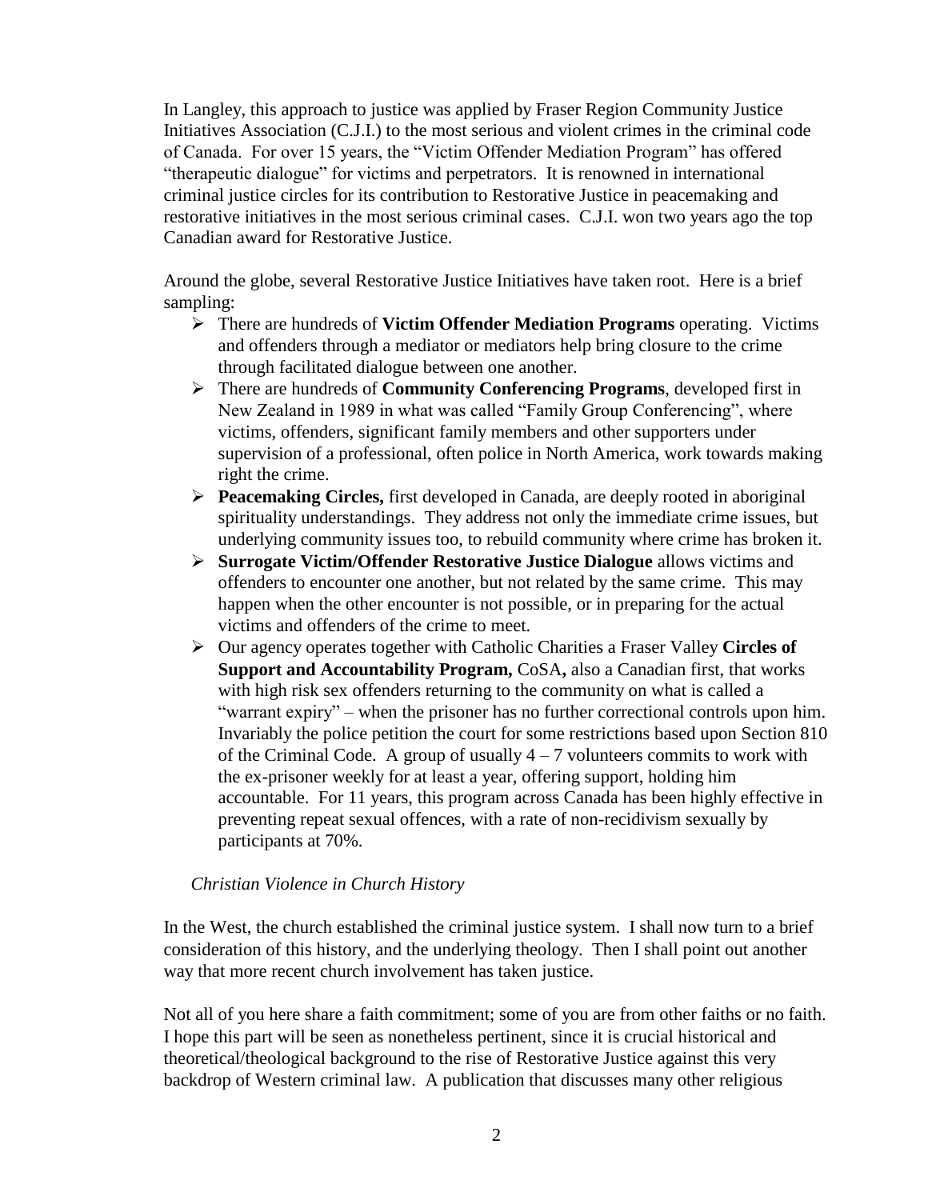In Langley, this approach to justice was applied by Fraser Region Community Justice Initiatives Association (C.J.I.) to the most serious and violent crimes in the criminal code of Canada. For over 15 years, the "Victim Offender Mediation Program" has offered "therapeutic dialogue" for victims and perpetrators. It is renowned in international criminal justice circles for its contribution to Restorative Justice in peacemaking and restorative initiatives in the most serious criminal cases. C.J.I. won two years ago the top Canadian award for Restorative Justice.

Around the globe, several Restorative Justice Initiatives have taken root. Here is a brief sampling:

- There are hundreds of **Victim Offender Mediation Programs** operating. Victims and offenders through a mediator or mediators help bring closure to the crime through facilitated dialogue between one another.
- There are hundreds of **Community Conferencing Programs**, developed first in New Zealand in 1989 in what was called "Family Group Conferencing", where victims, offenders, significant family members and other supporters under supervision of a professional, often police in North America, work towards making right the crime.
- **Peacemaking Circles,** first developed in Canada, are deeply rooted in aboriginal spirituality understandings. They address not only the immediate crime issues, but underlying community issues too, to rebuild community where crime has broken it.
- **Surrogate Victim/Offender Restorative Justice Dialogue** allows victims and offenders to encounter one another, but not related by the same crime. This may happen when the other encounter is not possible, or in preparing for the actual victims and offenders of the crime to meet.
- Our agency operates together with Catholic Charities a Fraser Valley **Circles of Support and Accountability Program,** CoSA**,** also a Canadian first, that works with high risk sex offenders returning to the community on what is called a "warrant expiry" – when the prisoner has no further correctional controls upon him. Invariably the police petition the court for some restrictions based upon Section 810 of the Criminal Code. A group of usually 4 – 7 volunteers commits to work with the ex-prisoner weekly for at least a year, offering support, holding him accountable. For 11 years, this program across Canada has been highly effective in preventing repeat sexual offences, with a rate of non-recidivism sexually by participants at 70%.

*Christian Violence in Church History*

In the West, the church established the criminal justice system. I shall now turn to a brief consideration of this history, and the underlying theology. Then I shall point out another way that more recent church involvement has taken justice.

Not all of you here share a faith commitment; some of you are from other faiths or no faith. I hope this part will be seen as nonetheless pertinent, since it is crucial historical and theoretical/theological background to the rise of Restorative Justice against this very backdrop of Western criminal law. A publication that discusses many other religious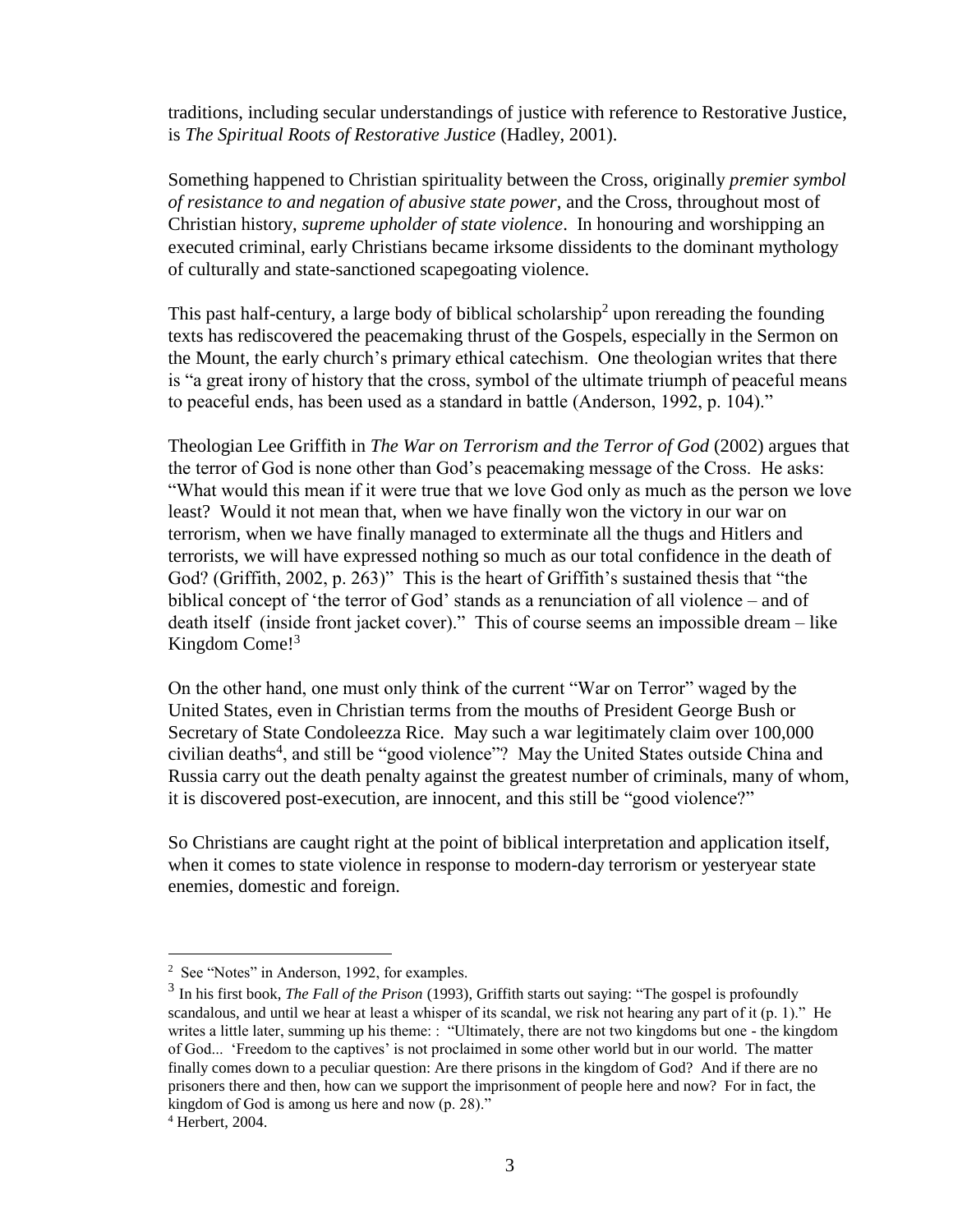traditions, including secular understandings of justice with reference to Restorative Justice, is *The Spiritual Roots of Restorative Justice* (Hadley, 2001).

Something happened to Christian spirituality between the Cross, originally *premier symbol of resistance to and negation of abusive state power*, and the Cross, throughout most of Christian history, *supreme upholder of state violence*. In honouring and worshipping an executed criminal, early Christians became irksome dissidents to the dominant mythology of culturally and state-sanctioned scapegoating violence.

This past half-century, a large body of biblical scholarship[2] upon rereading the founding texts has rediscovered the peacemaking thrust of the Gospels, especially in the Sermon on the Mount, the early church's primary ethical catechism. One theologian writes that there is "a great irony of history that the cross, symbol of the ultimate triumph of peaceful means to peaceful ends, has been used as a standard in battle (Anderson, 1992, p. 104)."

Theologian Lee Griffith in *The War on Terrorism and the Terror of God* (2002) argues that the terror of God is none other than God's peacemaking message of the Cross. He asks: "What would this mean if it were true that we love God only as much as the person we love least? Would it not mean that, when we have finally won the victory in our war on terrorism, when we have finally managed to exterminate all the thugs and Hitlers and terrorists, we will have expressed nothing so much as our total confidence in the death of God? (Griffith, 2002, p. 263)" This is the heart of Griffith's sustained thesis that "the biblical concept of 'the terror of God' stands as a renunciation of all violence – and of death itself (inside front jacket cover)." This of course seems an impossible dream – like Kingdom Come![3]

On the other hand, one must only think of the current "War on Terror" waged by the United States, even in Christian terms from the mouths of President George Bush or Secretary of State Condoleezza Rice. May such a war legitimately claim over 100,000 civilian deaths[4], and still be "good violence"? May the United States outside China and Russia carry out the death penalty against the greatest number of criminals, many of whom, it is discovered post-execution, are innocent, and this still be "good violence?"

So Christians are caught right at the point of biblical interpretation and application itself, when it comes to state violence in response to modern-day terrorism or yesteryear state enemies, domestic and foreign.

---

[2] See "Notes" in Anderson, 1992, for examples.

[3] In his first book, *The Fall of the Prison* (1993), Griffith starts out saying: "The gospel is profoundly scandalous, and until we hear at least a whisper of its scandal, we risk not hearing any part of it (p. 1)." He writes a little later, summing up his theme: : "Ultimately, there are not two kingdoms but one - the kingdom of God... 'Freedom to the captives' is not proclaimed in some other world but in our world. The matter finally comes down to a peculiar question: Are there prisons in the kingdom of God? And if there are no prisoners there and then, how can we support the imprisonment of people here and now? For in fact, the kingdom of God is among us here and now (p. 28)."

[4] Herbert, 2004.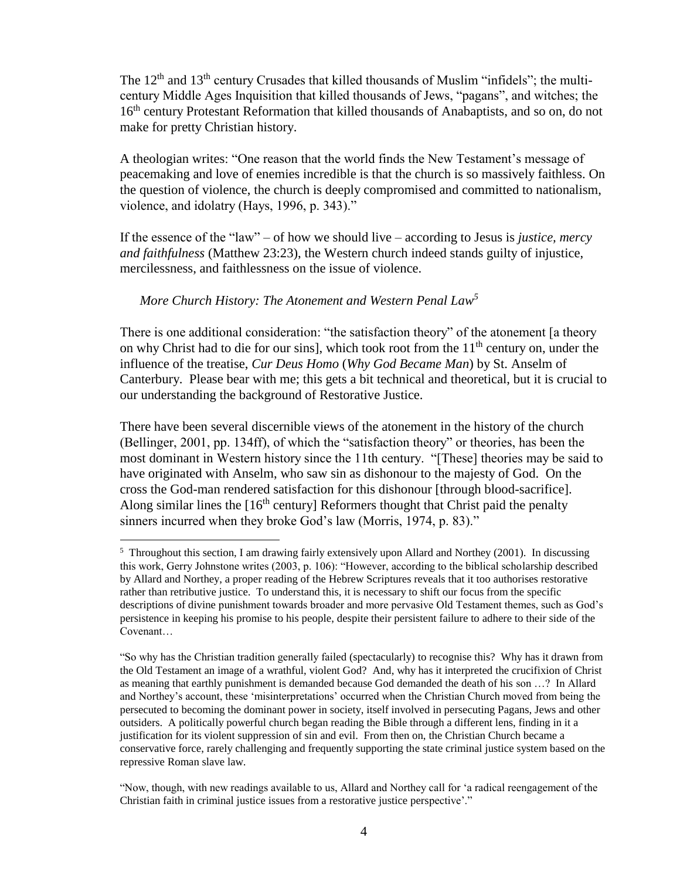The 12th and 13th century Crusades that killed thousands of Muslim "infidels"; the multi-century Middle Ages Inquisition that killed thousands of Jews, "pagans", and witches; the 16th century Protestant Reformation that killed thousands of Anabaptists, and so on, do not make for pretty Christian history.

A theologian writes: "One reason that the world finds the New Testament's message of peacemaking and love of enemies incredible is that the church is so massively faithless. On the question of violence, the church is deeply compromised and committed to nationalism, violence, and idolatry (Hays, 1996, p. 343)."

If the essence of the "law" – of how we should live – according to Jesus is *justice, mercy and faithfulness* (Matthew 23:23), the Western church indeed stands guilty of injustice, mercilessness, and faithlessness on the issue of violence.

### *More Church History: The Atonement and Western Penal Law*[5]

There is one additional consideration: "the satisfaction theory" of the atonement [a theory on why Christ had to die for our sins], which took root from the 11th century on, under the influence of the treatise, *Cur Deus Homo* (*Why God Became Man*) by St. Anselm of Canterbury. Please bear with me; this gets a bit technical and theoretical, but it is crucial to our understanding the background of Restorative Justice.

There have been several discernible views of the atonement in the history of the church (Bellinger, 2001, pp. 134ff), of which the "satisfaction theory" or theories, has been the most dominant in Western history since the 11th century. "[These] theories may be said to have originated with Anselm, who saw sin as dishonour to the majesty of God. On the cross the God-man rendered satisfaction for this dishonour [through blood-sacrifice]. Along similar lines the [16th century] Reformers thought that Christ paid the penalty sinners incurred when they broke God's law (Morris, 1974, p. 83)."

---

[5] Throughout this section, I am drawing fairly extensively upon Allard and Northey (2001). In discussing this work, Gerry Johnstone writes (2003, p. 106): "However, according to the biblical scholarship described by Allard and Northey, a proper reading of the Hebrew Scriptures reveals that it too authorises restorative rather than retributive justice. To understand this, it is necessary to shift our focus from the specific descriptions of divine punishment towards broader and more pervasive Old Testament themes, such as God's persistence in keeping his promise to his people, despite their persistent failure to adhere to their side of the Covenant…

"So why has the Christian tradition generally failed (spectacularly) to recognise this? Why has it drawn from the Old Testament an image of a wrathful, violent God? And, why has it interpreted the crucifixion of Christ as meaning that earthly punishment is demanded because God demanded the death of his son …? In Allard and Northey's account, these 'misinterpretations' occurred when the Christian Church moved from being the persecuted to becoming the dominant power in society, itself involved in persecuting Pagans, Jews and other outsiders. A politically powerful church began reading the Bible through a different lens, finding in it a justification for its violent suppression of sin and evil. From then on, the Christian Church became a conservative force, rarely challenging and frequently supporting the state criminal justice system based on the repressive Roman slave law.

"Now, though, with new readings available to us, Allard and Northey call for 'a radical reengagement of the Christian faith in criminal justice issues from a restorative justice perspective'."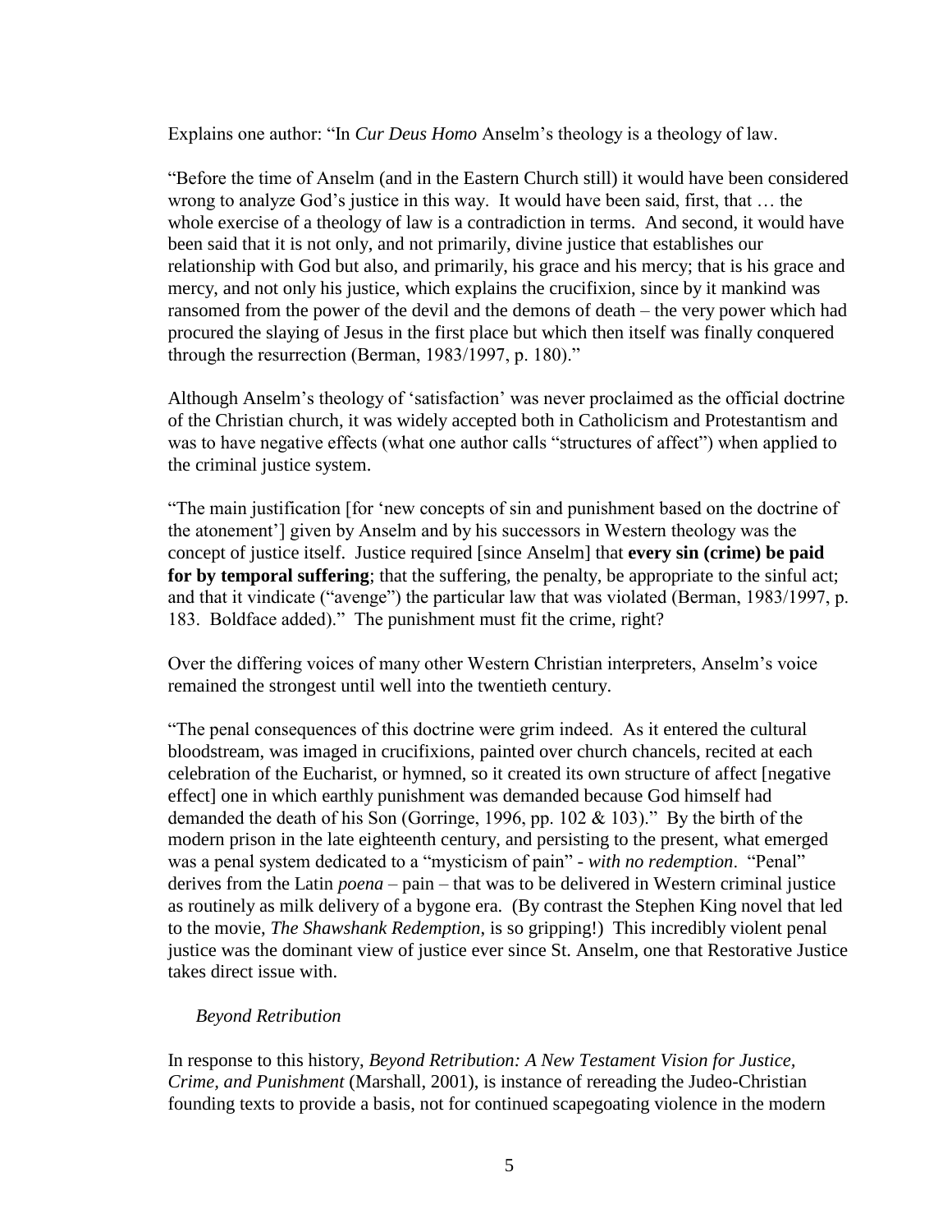Explains one author: "In *Cur Deus Homo* Anselm's theology is a theology of law.

"Before the time of Anselm (and in the Eastern Church still) it would have been considered wrong to analyze God's justice in this way. It would have been said, first, that … the whole exercise of a theology of law is a contradiction in terms. And second, it would have been said that it is not only, and not primarily, divine justice that establishes our relationship with God but also, and primarily, his grace and his mercy; that is his grace and mercy, and not only his justice, which explains the crucifixion, since by it mankind was ransomed from the power of the devil and the demons of death – the very power which had procured the slaying of Jesus in the first place but which then itself was finally conquered through the resurrection (Berman, 1983/1997, p. 180)."

Although Anselm's theology of 'satisfaction' was never proclaimed as the official doctrine of the Christian church, it was widely accepted both in Catholicism and Protestantism and was to have negative effects (what one author calls "structures of affect") when applied to the criminal justice system.

"The main justification [for 'new concepts of sin and punishment based on the doctrine of the atonement'] given by Anselm and by his successors in Western theology was the concept of justice itself. Justice required [since Anselm] that **every sin (crime) be paid for by temporal suffering**; that the suffering, the penalty, be appropriate to the sinful act; and that it vindicate ("avenge") the particular law that was violated (Berman, 1983/1997, p. 183. Boldface added)." The punishment must fit the crime, right?

Over the differing voices of many other Western Christian interpreters, Anselm's voice remained the strongest until well into the twentieth century.

"The penal consequences of this doctrine were grim indeed. As it entered the cultural bloodstream, was imaged in crucifixions, painted over church chancels, recited at each celebration of the Eucharist, or hymned, so it created its own structure of affect [negative effect] one in which earthly punishment was demanded because God himself had demanded the death of his Son (Gorringe, 1996, pp. 102 & 103)." By the birth of the modern prison in the late eighteenth century, and persisting to the present, what emerged was a penal system dedicated to a "mysticism of pain" - *with no redemption*. "Penal" derives from the Latin *poena* – pain – that was to be delivered in Western criminal justice as routinely as milk delivery of a bygone era. (By contrast the Stephen King novel that led to the movie, *The Shawshank Redemption*, is so gripping!) This incredibly violent penal justice was the dominant view of justice ever since St. Anselm, one that Restorative Justice takes direct issue with.

*Beyond Retribution*

In response to this history, *Beyond Retribution: A New Testament Vision for Justice, Crime, and Punishment* (Marshall, 2001), is instance of rereading the Judeo-Christian founding texts to provide a basis, not for continued scapegoating violence in the modern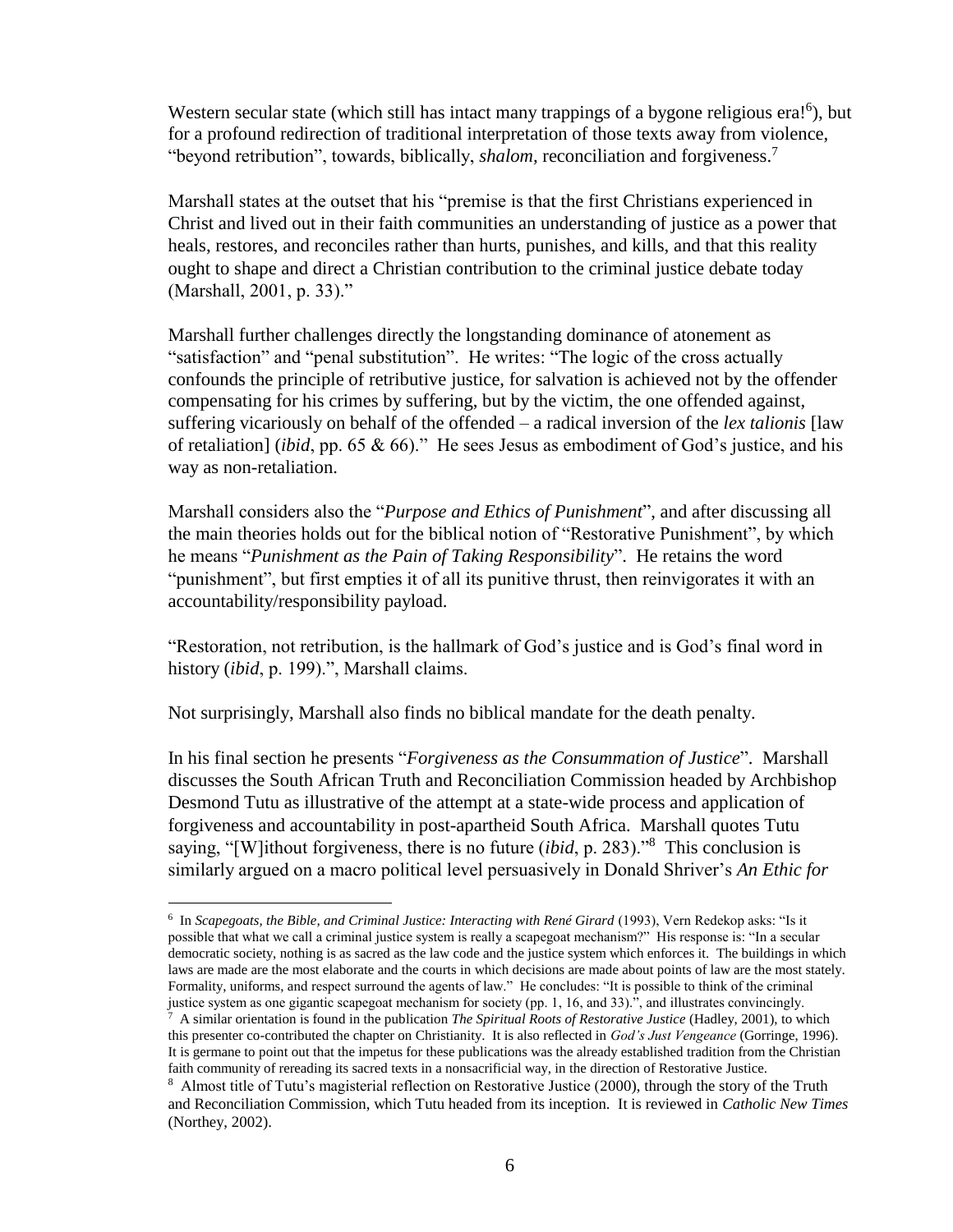Western secular state (which still has intact many trappings of a bygone religious era![6]), but for a profound redirection of traditional interpretation of those texts away from violence, "beyond retribution", towards, biblically, *shalom,* reconciliation and forgiveness.[7]

Marshall states at the outset that his "premise is that the first Christians experienced in Christ and lived out in their faith communities an understanding of justice as a power that heals, restores, and reconciles rather than hurts, punishes, and kills, and that this reality ought to shape and direct a Christian contribution to the criminal justice debate today (Marshall, 2001, p. 33)."

Marshall further challenges directly the longstanding dominance of atonement as "satisfaction" and "penal substitution". He writes: "The logic of the cross actually confounds the principle of retributive justice, for salvation is achieved not by the offender compensating for his crimes by suffering, but by the victim, the one offended against, suffering vicariously on behalf of the offended – a radical inversion of the *lex talionis* [law of retaliation] (*ibid*, pp. 65 & 66)." He sees Jesus as embodiment of God's justice, and his way as non-retaliation.

Marshall considers also the "*Purpose and Ethics of Punishment*", and after discussing all the main theories holds out for the biblical notion of "Restorative Punishment", by which he means "*Punishment as the Pain of Taking Responsibility*". He retains the word "punishment", but first empties it of all its punitive thrust, then reinvigorates it with an accountability/responsibility payload.

"Restoration, not retribution, is the hallmark of God's justice and is God's final word in history (*ibid*, p. 199).", Marshall claims.

Not surprisingly, Marshall also finds no biblical mandate for the death penalty.

In his final section he presents "*Forgiveness as the Consummation of Justice*". Marshall discusses the South African Truth and Reconciliation Commission headed by Archbishop Desmond Tutu as illustrative of the attempt at a state-wide process and application of forgiveness and accountability in post-apartheid South Africa. Marshall quotes Tutu saying, "[W]ithout forgiveness, there is no future (*ibid*, p. 283)."[8] This conclusion is similarly argued on a macro political level persuasively in Donald Shriver's *An Ethic for*

---

[6] In *Scapegoats, the Bible, and Criminal Justice: Interacting with René Girard* (1993), Vern Redekop asks: "Is it possible that what we call a criminal justice system is really a scapegoat mechanism?" His response is: "In a secular democratic society, nothing is as sacred as the law code and the justice system which enforces it. The buildings in which laws are made are the most elaborate and the courts in which decisions are made about points of law are the most stately. Formality, uniforms, and respect surround the agents of law." He concludes: "It is possible to think of the criminal justice system as one gigantic scapegoat mechanism for society (pp. 1, 16, and 33).", and illustrates convincingly.

[7] A similar orientation is found in the publication *The Spiritual Roots of Restorative Justice* (Hadley, 2001), to which this presenter co-contributed the chapter on Christianity. It is also reflected in *God's Just Vengeance* (Gorringe, 1996). It is germane to point out that the impetus for these publications was the already established tradition from the Christian faith community of rereading its sacred texts in a nonsacrificial way, in the direction of Restorative Justice.

[8] Almost title of Tutu's magisterial reflection on Restorative Justice (2000), through the story of the Truth and Reconciliation Commission, which Tutu headed from its inception. It is reviewed in *Catholic New Times* (Northey, 2002).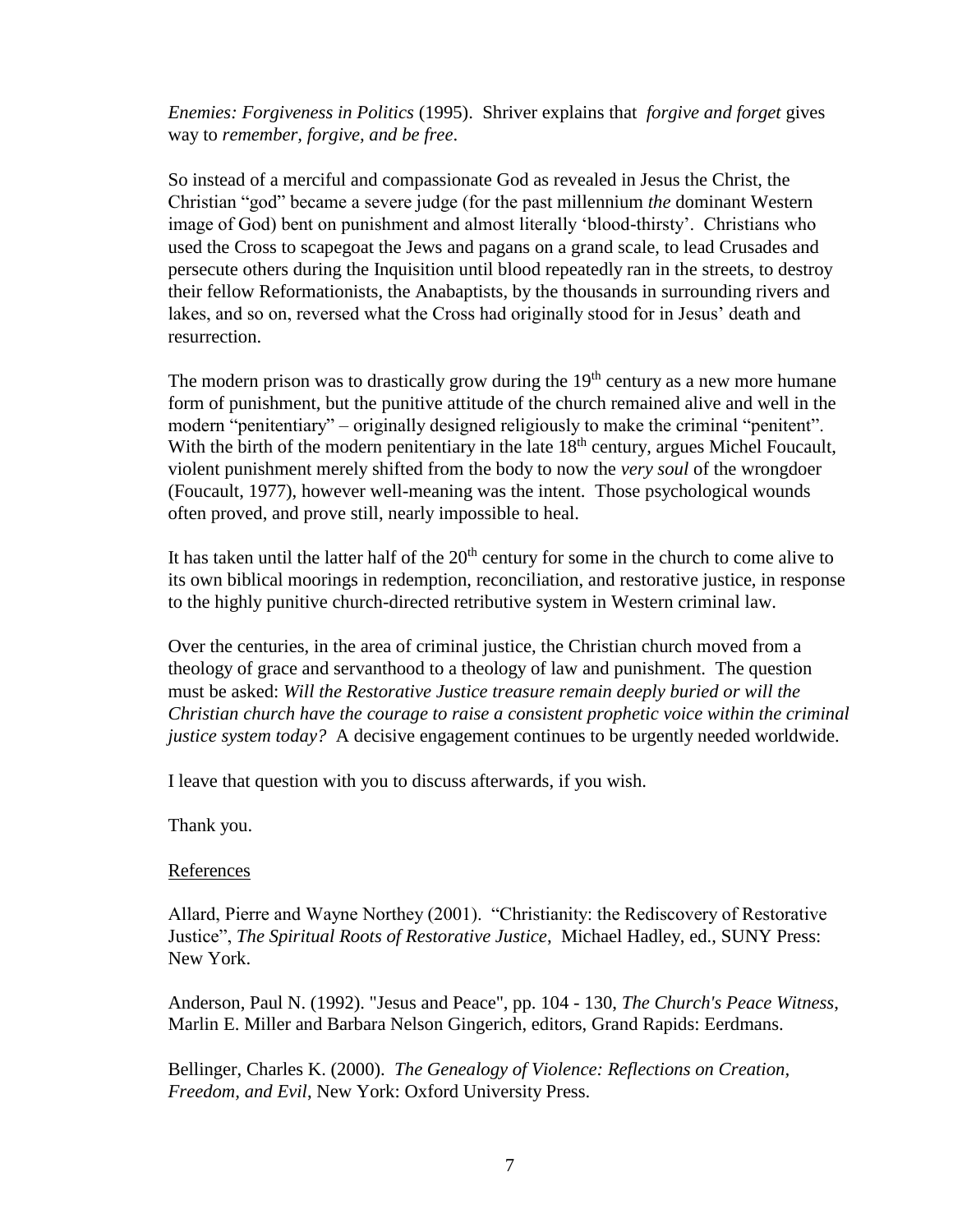*Enemies: Forgiveness in Politics* (1995). Shriver explains that *forgive and forget* gives way to *remember, forgive, and be free*.

So instead of a merciful and compassionate God as revealed in Jesus the Christ, the Christian "god" became a severe judge (for the past millennium *the* dominant Western image of God) bent on punishment and almost literally 'blood-thirsty'. Christians who used the Cross to scapegoat the Jews and pagans on a grand scale, to lead Crusades and persecute others during the Inquisition until blood repeatedly ran in the streets, to destroy their fellow Reformationists, the Anabaptists, by the thousands in surrounding rivers and lakes, and so on, reversed what the Cross had originally stood for in Jesus' death and resurrection.

The modern prison was to drastically grow during the 19th century as a new more humane form of punishment, but the punitive attitude of the church remained alive and well in the modern "penitentiary" – originally designed religiously to make the criminal "penitent". With the birth of the modern penitentiary in the late 18th century, argues Michel Foucault, violent punishment merely shifted from the body to now the *very soul* of the wrongdoer (Foucault, 1977), however well-meaning was the intent. Those psychological wounds often proved, and prove still, nearly impossible to heal.

It has taken until the latter half of the 20th century for some in the church to come alive to its own biblical moorings in redemption, reconciliation, and restorative justice, in response to the highly punitive church-directed retributive system in Western criminal law.

Over the centuries, in the area of criminal justice, the Christian church moved from a theology of grace and servanthood to a theology of law and punishment. The question must be asked: *Will the Restorative Justice treasure remain deeply buried or will the Christian church have the courage to raise a consistent prophetic voice within the criminal justice system today?* A decisive engagement continues to be urgently needed worldwide.

I leave that question with you to discuss afterwards, if you wish.

Thank you.

References

Allard, Pierre and Wayne Northey (2001). "Christianity: the Rediscovery of Restorative Justice", *The Spiritual Roots of Restorative Justice*, Michael Hadley, ed., SUNY Press: New York.

Anderson, Paul N. (1992). "Jesus and Peace", pp. 104 - 130, *The Church's Peace Witness*, Marlin E. Miller and Barbara Nelson Gingerich, editors, Grand Rapids: Eerdmans.

Bellinger, Charles K. (2000). *The Genealogy of Violence: Reflections on Creation, Freedom, and Evil*, New York: Oxford University Press.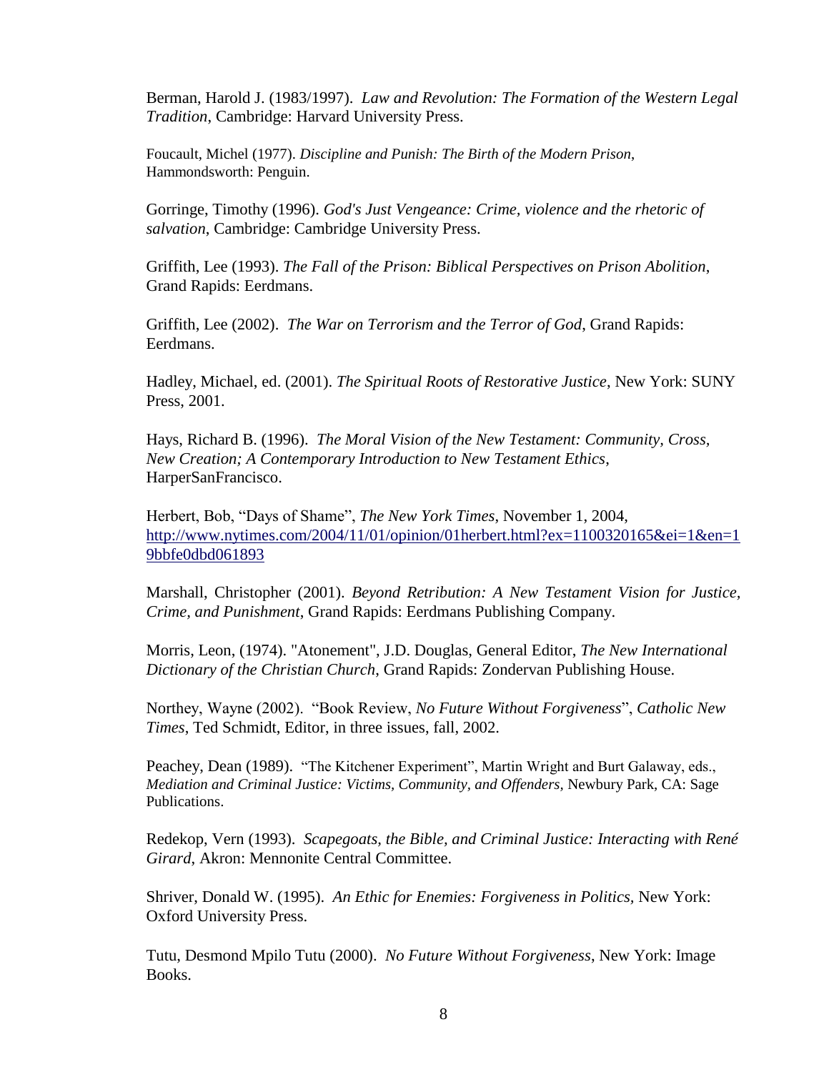Berman, Harold J. (1983/1997). *Law and Revolution: The Formation of the Western Legal Tradition*, Cambridge: Harvard University Press.

Foucault, Michel (1977). *Discipline and Punish: The Birth of the Modern Prison*, Hammondsworth: Penguin.

Gorringe, Timothy (1996). *God's Just Vengeance: Crime, violence and the rhetoric of salvation*, Cambridge: Cambridge University Press.

Griffith, Lee (1993). *The Fall of the Prison: Biblical Perspectives on Prison Abolition*, Grand Rapids: Eerdmans.

Griffith, Lee (2002). *The War on Terrorism and the Terror of God*, Grand Rapids: Eerdmans.

Hadley, Michael, ed. (2001). *The Spiritual Roots of Restorative Justice*, New York: SUNY Press, 2001.

Hays, Richard B. (1996). *The Moral Vision of the New Testament: Community, Cross, New Creation; A Contemporary Introduction to New Testament Ethics*, HarperSanFrancisco.

Herbert, Bob, "Days of Shame", *The New York Times*, November 1, 2004, http://www.nytimes.com/2004/11/01/opinion/01herbert.html?ex=1100320165&ei=1&en=19bbfe0dbd061893

Marshall, Christopher (2001). *Beyond Retribution: A New Testament Vision for Justice, Crime, and Punishment*, Grand Rapids: Eerdmans Publishing Company.

Morris, Leon, (1974). "Atonement", J.D. Douglas, General Editor, *The New International Dictionary of the Christian Church*, Grand Rapids: Zondervan Publishing House.

Northey, Wayne (2002). "Book Review, *No Future Without Forgiveness*", *Catholic New Times*, Ted Schmidt, Editor, in three issues, fall, 2002.

Peachey, Dean (1989). "The Kitchener Experiment", Martin Wright and Burt Galaway, eds., *Mediation and Criminal Justice: Victims, Community, and Offenders,* Newbury Park, CA: Sage Publications.

Redekop, Vern (1993). *Scapegoats, the Bible, and Criminal Justice: Interacting with René Girard*, Akron: Mennonite Central Committee.

Shriver, Donald W. (1995). *An Ethic for Enemies: Forgiveness in Politics*, New York: Oxford University Press.

Tutu, Desmond Mpilo Tutu (2000). *No Future Without Forgiveness*, New York: Image Books.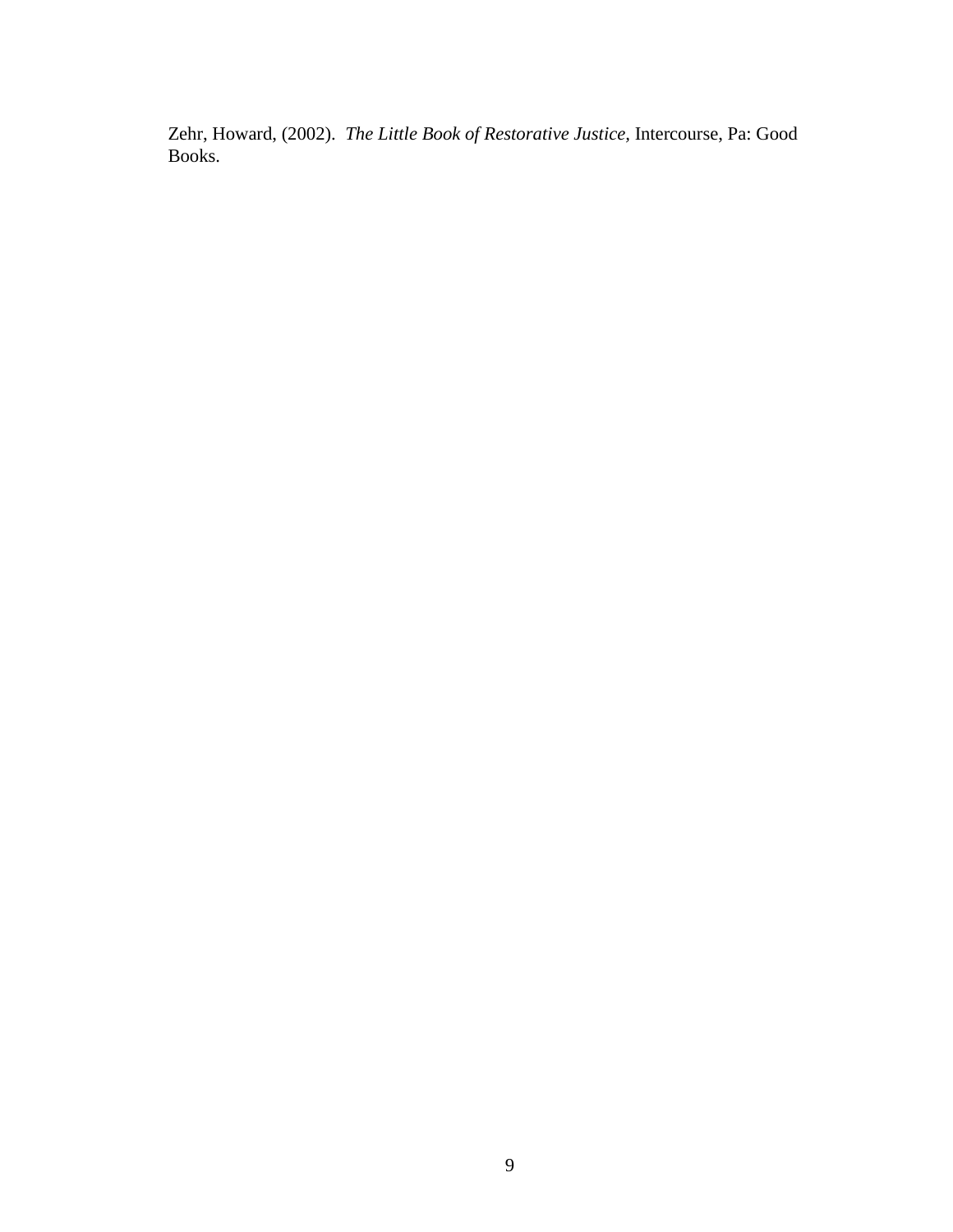Zehr, Howard, (2002). *The Little Book of Restorative Justice,* Intercourse, Pa: Good Books.